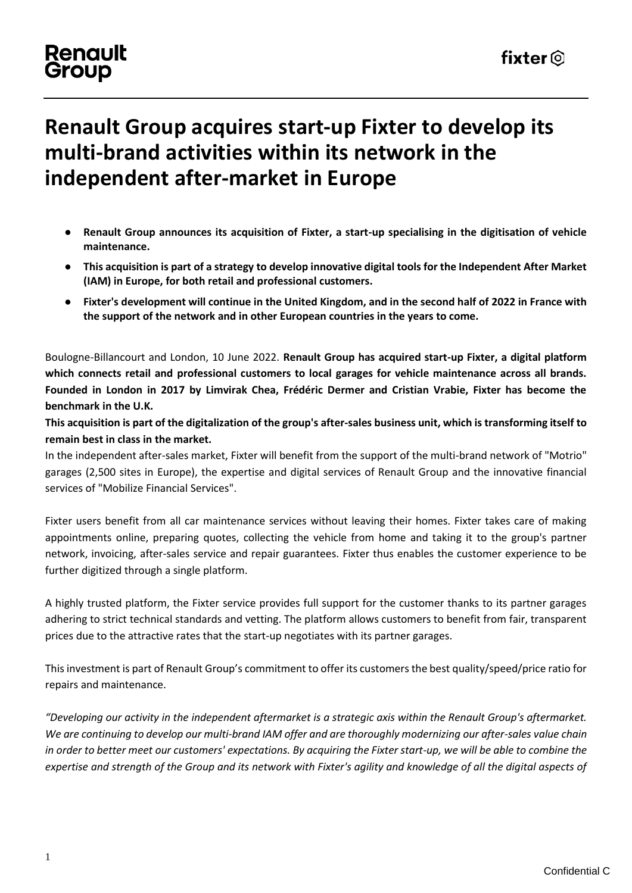# Renault Group acquires start-up Fixter to develop its multi-brand activities within its network in the independent after-market in Europe

- **Renault Group announces its acquisition of Fixter, a start-up specialising in the digitisation of vehicle maintenance.**
- **This acquisition is part of a strategy to develop innovative digital tools for the Independent After Market (IAM) in Europe, for both retail and professional customers.**
- **Fixter's development will continue in the United Kingdom, and in the second half of 2022 in France with the support of the network and in other European countries in the years to come.**

Boulogne-Billancourt and London, 10 June 2022. **Renault Group has acquired start-up Fixter, a digital platform which connects retail and professional customers to local garages for vehicle maintenance across all brands. Founded in London in 2017 by Limvirak Chea, Frédéric Dermer and Cristian Vrabie, Fixter has become the benchmark in the U.K.**

**This acquisition is part of the digitalization of the group's after-sales business unit, which is transforming itself to remain best in class in the market.**

In the independent after-sales market, Fixter will benefit from the support of the multi-brand network of "Motrio" garages (2,500 sites in Europe), the expertise and digital services of Renault Group and the innovative financial services of "Mobilize Financial Services".

Fixter users benefit from all car maintenance services without leaving their homes. Fixter takes care of making appointments online, preparing quotes, collecting the vehicle from home and taking it to the group's partner network, invoicing, after-sales service and repair guarantees. Fixter thus enables the customer experience to be further digitized through a single platform.

A highly trusted platform, the Fixter service provides full support for the customer thanks to its partner garages adhering to strict technical standards and vetting. The platform allows customers to benefit from fair, transparent prices due to the attractive rates that the start-up negotiates with its partner garages.

This investment is part of Renault Group's commitment to offer its customers the best quality/speed/price ratio for repairs and maintenance.

*"Developing our activity in the independent aftermarket is a strategic axis within the Renault Group's aftermarket. We are continuing to develop our multi-brand IAM offer and are thoroughly modernizing our after-sales value chain in order to better meet our customers' expectations. By acquiring the Fixter start-up, we will be able to combine the expertise and strength of the Group and its network with Fixter's agility and knowledge of all the digital aspects of*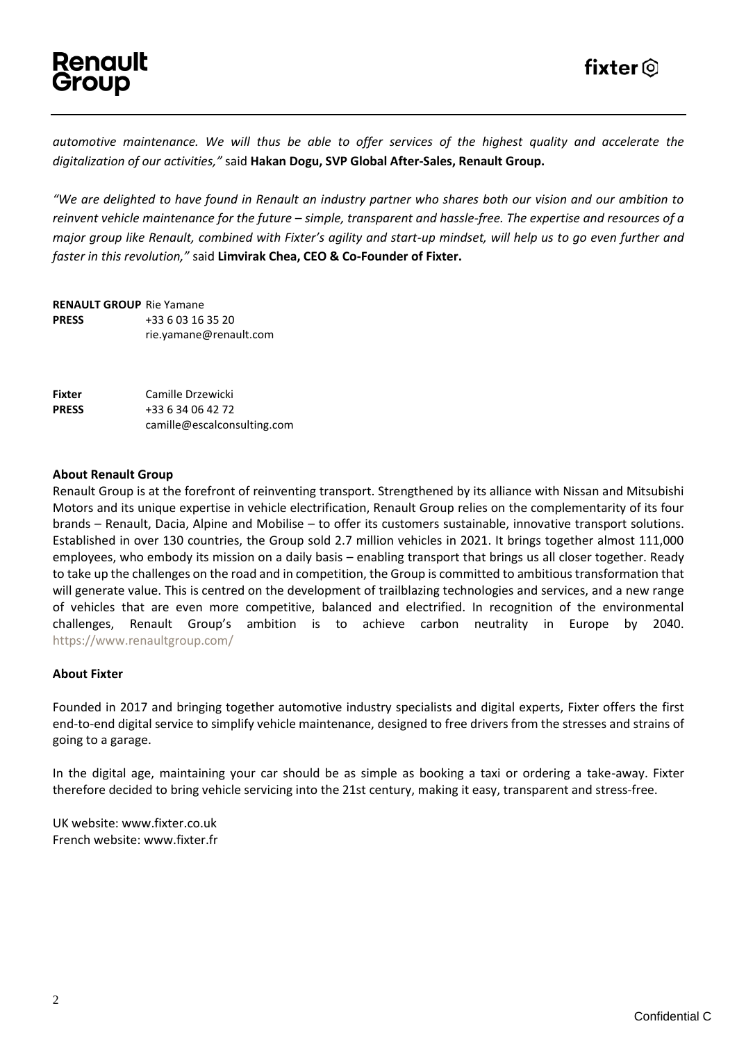*automotive maintenance. We will thus be able to offer services of the highest quality and accelerate the digitalization of our activities,"* said **Hakan Dogu, SVP Global After-Sales, Renault Group.**

*"We are delighted to have found in Renault an industry partner who shares both our vision and our ambition to reinvent vehicle maintenance for the future – simple, transparent and hassle-free. The expertise and resources of a major group like Renault, combined with Fixter's agility and start-up mindset, will help us to go even further and faster in this revolution,"* said **Limvirak Chea, CEO & Co-Founder of Fixter.**

**RENAULT GROUP PRESS** Rie Yamane
+33 6 03 16 35 20
rie.yamane@renault.com

**Fixter PRESS** Camille Drzewicki
+33 6 34 06 42 72
camille@escalconsulting.com

**About Renault Group**

Renault Group is at the forefront of reinventing transport. Strengthened by its alliance with Nissan and Mitsubishi Motors and its unique expertise in vehicle electrification, Renault Group relies on the complementarity of its four brands – Renault, Dacia, Alpine and Mobilise – to offer its customers sustainable, innovative transport solutions. Established in over 130 countries, the Group sold 2.7 million vehicles in 2021. It brings together almost 111,000 employees, who embody its mission on a daily basis – enabling transport that brings us all closer together. Ready to take up the challenges on the road and in competition, the Group is committed to ambitious transformation that will generate value. This is centred on the development of trailblazing technologies and services, and a new range of vehicles that are even more competitive, balanced and electrified. In recognition of the environmental challenges, Renault Group's ambition is to achieve carbon neutrality in Europe by 2040. https://www.renaultgroup.com/

**About Fixter**

Founded in 2017 and bringing together automotive industry specialists and digital experts, Fixter offers the first end-to-end digital service to simplify vehicle maintenance, designed to free drivers from the stresses and strains of going to a garage.

In the digital age, maintaining your car should be as simple as booking a taxi or ordering a take-away. Fixter therefore decided to bring vehicle servicing into the 21st century, making it easy, transparent and stress-free.

UK website: www.fixter.co.uk
French website: www.fixter.fr